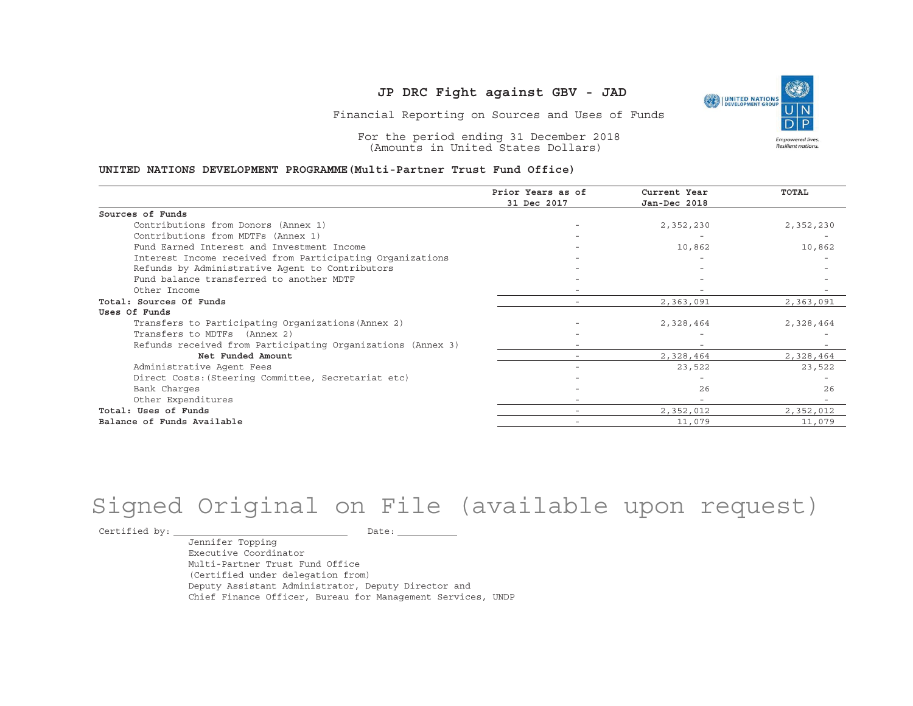# JP DRC Fight against GBV - JAD

Financial Reporting on Sources and Uses of Funds

For the period ending 31 December 2018
(Amounts in United States Dollars)

**UNITED NATIONS DEVELOPMENT PROGRAMME(Multi-Partner Trust Fund Office)**

| | Prior Years as of 31 Dec 2017 | Current Year Jan-Dec 2018 | TOTAL |
|---|---|---|---|
| **Sources of Funds** | | | |
| Contributions from Donors (Annex 1) | - | 2,352,230 | 2,352,230 |
| Contributions from MDTFs (Annex 1) | - | - | - |
| Fund Earned Interest and Investment Income | - | 10,862 | 10,862 |
| Interest Income received from Participating Organizations | - | - | - |
| Refunds by Administrative Agent to Contributors | - | - | - |
| Fund balance transferred to another MDTF | - | - | - |
| Other Income | - | - | - |
| **Total: Sources Of Funds** | - | 2,363,091 | 2,363,091 |
| **Uses Of Funds** | | | |
| Transfers to Participating Organizations(Annex 2) | - | 2,328,464 | 2,328,464 |
| Transfers to MDTFs (Annex 2) | - | - | - |
| Refunds received from Participating Organizations (Annex 3) | - | - | - |
| **Net Funded Amount** | - | 2,328,464 | 2,328,464 |
| Administrative Agent Fees | - | 23,522 | 23,522 |
| Direct Costs:(Steering Committee, Secretariat etc) | - | - | - |
| Bank Charges | - | 26 | 26 |
| Other Expenditures | - | - | - |
| **Total: Uses of Funds** | - | 2,352,012 | 2,352,012 |
| **Balance of Funds Available** | - | 11,079 | 11,079 |

Signed Original on File (available upon request)

Certified by: \_\_\_\_\_\_\_\_\_\_\_\_\_\_\_\_\_\_\_\_\_\_ Date: \_\_\_\_\_\_\_\_\_\_

Jennifer Topping
Executive Coordinator
Multi-Partner Trust Fund Office
(Certified under delegation from)
Deputy Assistant Administrator, Deputy Director and
Chief Finance Officer, Bureau for Management Services, UNDP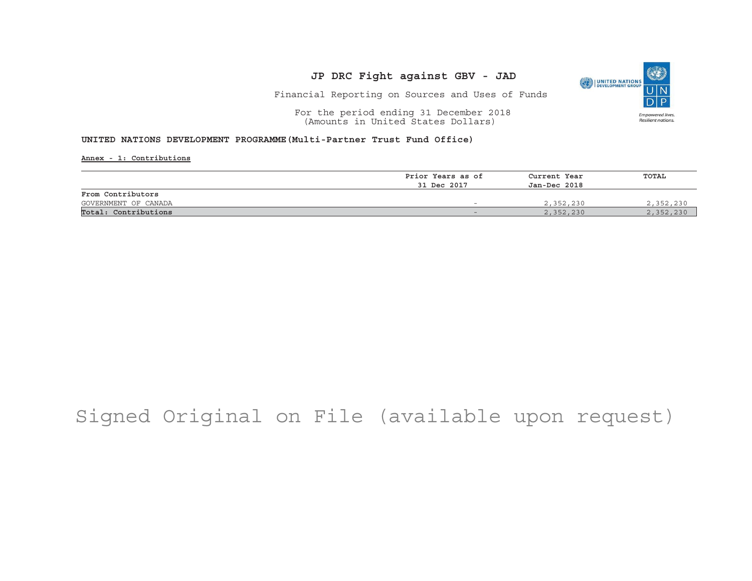# JP DRC Fight against GBV - JAD

Financial Reporting on Sources and Uses of Funds

For the period ending 31 December 2018
(Amounts in United States Dollars)

**UNITED NATIONS DEVELOPMENT PROGRAMME(Multi-Partner Trust Fund Office)**

**Annex - 1: Contributions**

| | Prior Years as of 31 Dec 2017 | Current Year Jan-Dec 2018 | TOTAL |
|---|---|---|---|
| **From Contributors** | | | |
| GOVERNMENT OF CANADA | - | 2,352,230 | 2,352,230 |
| **Total: Contributions** | - | 2,352,230 | 2,352,230 |

Signed Original on File (available upon request)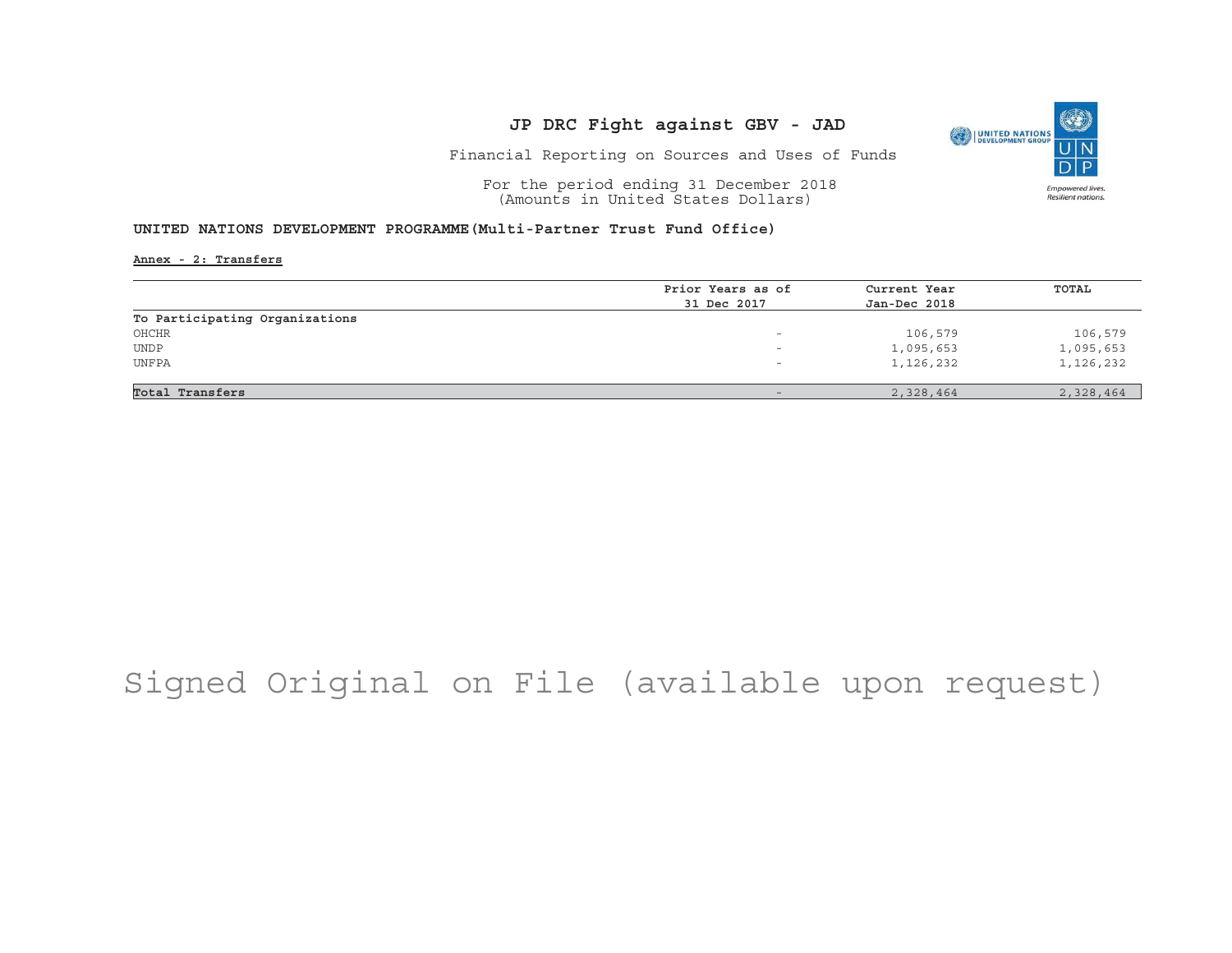# JP DRC Fight against GBV - JAD

Financial Reporting on Sources and Uses of Funds

For the period ending 31 December 2018
(Amounts in United States Dollars)

**UNITED NATIONS DEVELOPMENT PROGRAMME(Multi-Partner Trust Fund Office)**

**Annex - 2: Transfers**

| | Prior Years as of 31 Dec 2017 | Current Year Jan-Dec 2018 | TOTAL |
|---|---|---|---|
| **To Participating Organizations** | | | |
| OHCHR | - | 106,579 | 106,579 |
| UNDP | - | 1,095,653 | 1,095,653 |
| UNFPA | - | 1,126,232 | 1,126,232 |
| **Total Transfers** | - | 2,328,464 | 2,328,464 |

Signed Original on File (available upon request)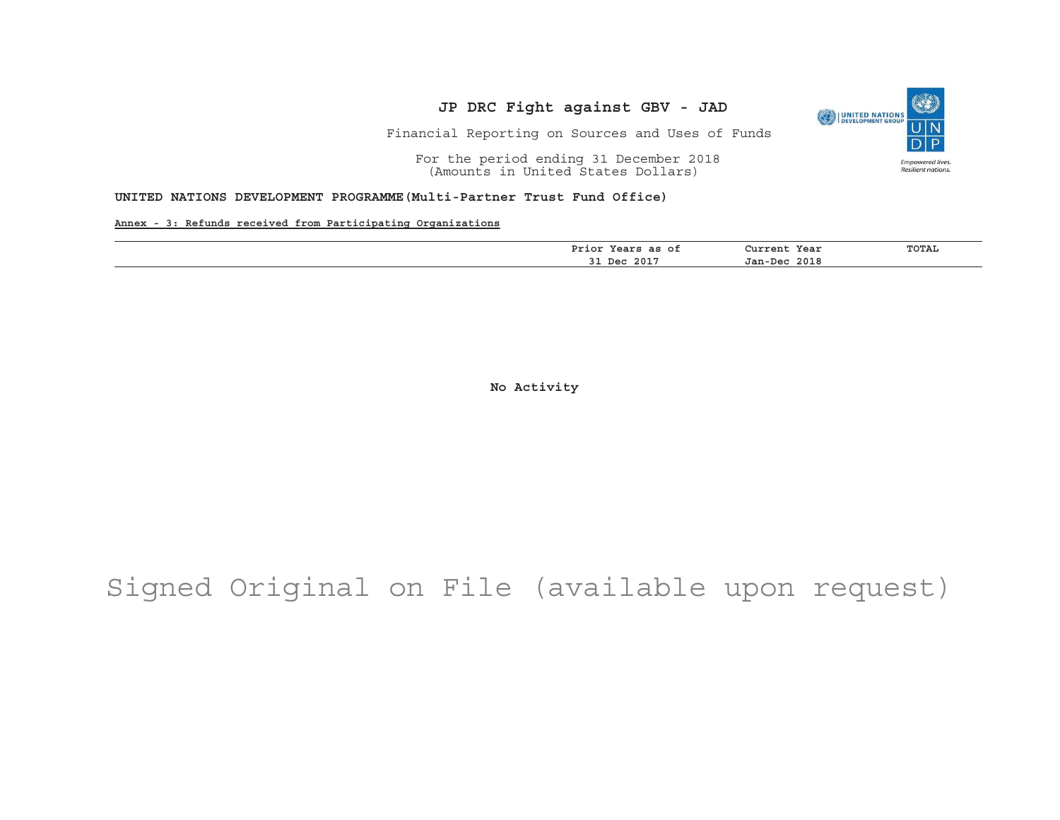# JP DRC Fight against GBV - JAD

Financial Reporting on Sources and Uses of Funds

For the period ending 31 December 2018
(Amounts in United States Dollars)

**UNITED NATIONS DEVELOPMENT PROGRAMME(Multi-Partner Trust Fund Office)**

**Annex - 3: Refunds received from Participating Organizations**

| | Prior Years as of 31 Dec 2017 | Current Year Jan-Dec 2018 | TOTAL |
|---|---|---|---|

**No Activity**

Signed Original on File (available upon request)